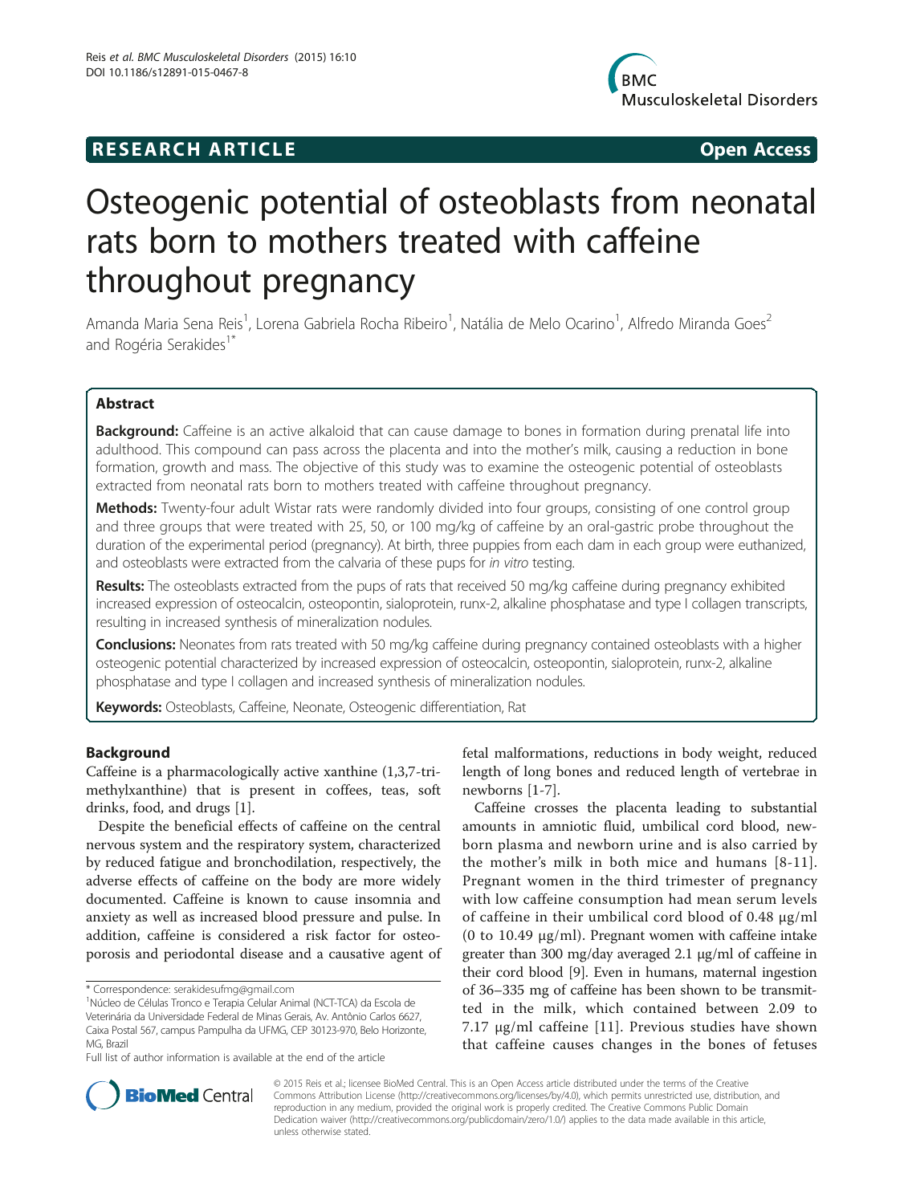RESEARCH ARTICLE Open Access

# Osteogenic potential of osteoblasts from neonatal rats born to mothers treated with caffeine throughout pregnancy

Amanda Maria Sena Reis[1], Lorena Gabriela Rocha Ribeiro[1], Natália de Melo Ocarino[1], Alfredo Miranda Goes[2] and Rogéria Serakides[1*]

## Abstract

**Background:** Caffeine is an active alkaloid that can cause damage to bones in formation during prenatal life into adulthood. This compound can pass across the placenta and into the mother's milk, causing a reduction in bone formation, growth and mass. The objective of this study was to examine the osteogenic potential of osteoblasts extracted from neonatal rats born to mothers treated with caffeine throughout pregnancy.

**Methods:** Twenty-four adult Wistar rats were randomly divided into four groups, consisting of one control group and three groups that were treated with 25, 50, or 100 mg/kg of caffeine by an oral-gastric probe throughout the duration of the experimental period (pregnancy). At birth, three puppies from each dam in each group were euthanized, and osteoblasts were extracted from the calvaria of these pups for *in vitro* testing.

**Results:** The osteoblasts extracted from the pups of rats that received 50 mg/kg caffeine during pregnancy exhibited increased expression of osteocalcin, osteopontin, sialoprotein, runx-2, alkaline phosphatase and type I collagen transcripts, resulting in increased synthesis of mineralization nodules.

**Conclusions:** Neonates from rats treated with 50 mg/kg caffeine during pregnancy contained osteoblasts with a higher osteogenic potential characterized by increased expression of osteocalcin, osteopontin, sialoprotein, runx-2, alkaline phosphatase and type I collagen and increased synthesis of mineralization nodules.

**Keywords:** Osteoblasts, Caffeine, Neonate, Osteogenic differentiation, Rat

## Background

Caffeine is a pharmacologically active xanthine (1,3,7-trimethylxanthine) that is present in coffees, teas, soft drinks, food, and drugs [1].

Despite the beneficial effects of caffeine on the central nervous system and the respiratory system, characterized by reduced fatigue and bronchodilation, respectively, the adverse effects of caffeine on the body are more widely documented. Caffeine is known to cause insomnia and anxiety as well as increased blood pressure and pulse. In addition, caffeine is considered a risk factor for osteoporosis and periodontal disease and a causative agent of fetal malformations, reductions in body weight, reduced length of long bones and reduced length of vertebrae in newborns [1-7].

Caffeine crosses the placenta leading to substantial amounts in amniotic fluid, umbilical cord blood, newborn plasma and newborn urine and is also carried by the mother's milk in both mice and humans [8-11]. Pregnant women in the third trimester of pregnancy with low caffeine consumption had mean serum levels of caffeine in their umbilical cord blood of 0.48 μg/ml (0 to 10.49 μg/ml). Pregnant women with caffeine intake greater than 300 mg/day averaged 2.1 μg/ml of caffeine in their cord blood [9]. Even in humans, maternal ingestion of 36–335 mg of caffeine has been shown to be transmitted in the milk, which contained between 2.09 to 7.17 μg/ml caffeine [11]. Previous studies have shown that caffeine causes changes in the bones of fetuses

\* Correspondence: serakidesufmg@gmail.com
[1]Núcleo de Células Tronco e Terapia Celular Animal (NCT-TCA) da Escola de Veterinária da Universidade Federal de Minas Gerais, Av. Antônio Carlos 6627, Caixa Postal 567, campus Pampulha da UFMG, CEP 30123-970, Belo Horizonte, MG, Brazil

Full list of author information is available at the end of the article

© 2015 Reis et al.; licensee BioMed Central. This is an Open Access article distributed under the terms of the Creative Commons Attribution License (http://creativecommons.org/licenses/by/4.0), which permits unrestricted use, distribution, and reproduction in any medium, provided the original work is properly credited. The Creative Commons Public Domain Dedication waiver (http://creativecommons.org/publicdomain/zero/1.0/) applies to the data made available in this article, unless otherwise stated.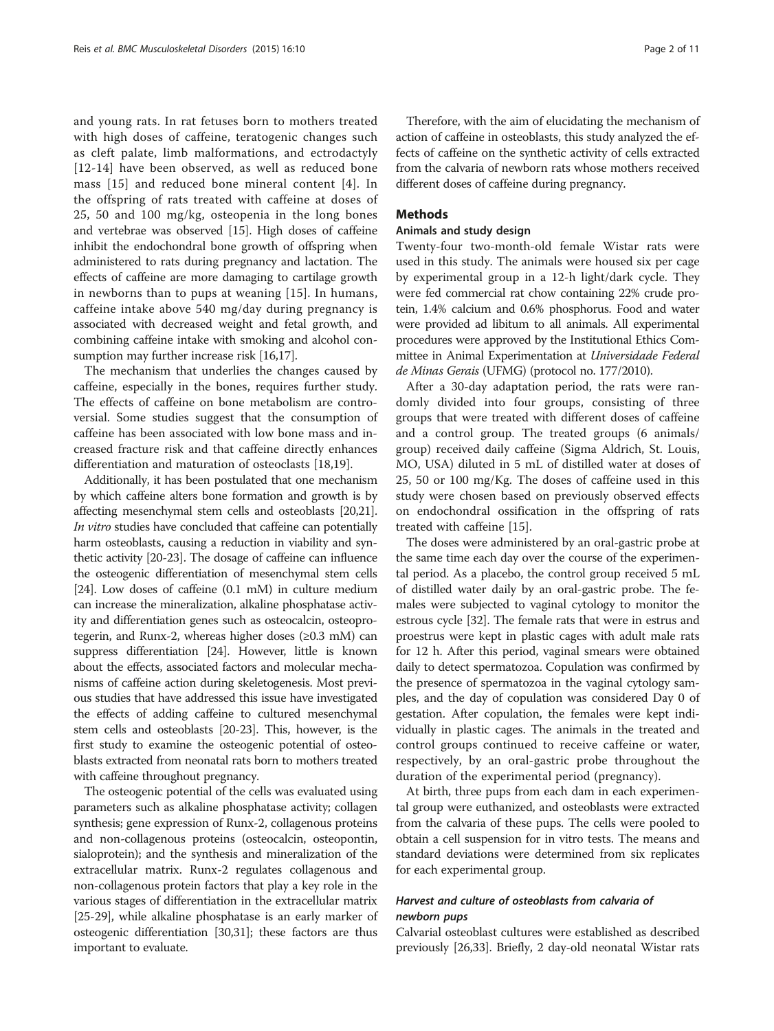and young rats. In rat fetuses born to mothers treated with high doses of caffeine, teratogenic changes such as cleft palate, limb malformations, and ectrodactyly [12-14] have been observed, as well as reduced bone mass [15] and reduced bone mineral content [4]. In the offspring of rats treated with caffeine at doses of 25, 50 and 100 mg/kg, osteopenia in the long bones and vertebrae was observed [15]. High doses of caffeine inhibit the endochondral bone growth of offspring when administered to rats during pregnancy and lactation. The effects of caffeine are more damaging to cartilage growth in newborns than to pups at weaning [15]. In humans, caffeine intake above 540 mg/day during pregnancy is associated with decreased weight and fetal growth, and combining caffeine intake with smoking and alcohol consumption may further increase risk [16,17].

The mechanism that underlies the changes caused by caffeine, especially in the bones, requires further study. The effects of caffeine on bone metabolism are controversial. Some studies suggest that the consumption of caffeine has been associated with low bone mass and increased fracture risk and that caffeine directly enhances differentiation and maturation of osteoclasts [18,19].

Additionally, it has been postulated that one mechanism by which caffeine alters bone formation and growth is by affecting mesenchymal stem cells and osteoblasts [20,21]. *In vitro* studies have concluded that caffeine can potentially harm osteoblasts, causing a reduction in viability and synthetic activity [20-23]. The dosage of caffeine can influence the osteogenic differentiation of mesenchymal stem cells [24]. Low doses of caffeine (0.1 mM) in culture medium can increase the mineralization, alkaline phosphatase activity and differentiation genes such as osteocalcin, osteoprotegerin, and Runx-2, whereas higher doses (≥0.3 mM) can suppress differentiation [24]. However, little is known about the effects, associated factors and molecular mechanisms of caffeine action during skeletogenesis. Most previous studies that have addressed this issue have investigated the effects of adding caffeine to cultured mesenchymal stem cells and osteoblasts [20-23]. This, however, is the first study to examine the osteogenic potential of osteoblasts extracted from neonatal rats born to mothers treated with caffeine throughout pregnancy.

The osteogenic potential of the cells was evaluated using parameters such as alkaline phosphatase activity; collagen synthesis; gene expression of Runx-2, collagenous proteins and non-collagenous proteins (osteocalcin, osteopontin, sialoprotein); and the synthesis and mineralization of the extracellular matrix. Runx-2 regulates collagenous and non-collagenous protein factors that play a key role in the various stages of differentiation in the extracellular matrix [25-29], while alkaline phosphatase is an early marker of osteogenic differentiation [30,31]; these factors are thus important to evaluate.

Therefore, with the aim of elucidating the mechanism of action of caffeine in osteoblasts, this study analyzed the effects of caffeine on the synthetic activity of cells extracted from the calvaria of newborn rats whose mothers received different doses of caffeine during pregnancy.

## Methods

### Animals and study design

Twenty-four two-month-old female Wistar rats were used in this study. The animals were housed six per cage by experimental group in a 12-h light/dark cycle. They were fed commercial rat chow containing 22% crude protein, 1.4% calcium and 0.6% phosphorus. Food and water were provided ad libitum to all animals. All experimental procedures were approved by the Institutional Ethics Committee in Animal Experimentation at *Universidade Federal de Minas Gerais* (UFMG) (protocol no. 177/2010).

After a 30-day adaptation period, the rats were randomly divided into four groups, consisting of three groups that were treated with different doses of caffeine and a control group. The treated groups (6 animals/group) received daily caffeine (Sigma Aldrich, St. Louis, MO, USA) diluted in 5 mL of distilled water at doses of 25, 50 or 100 mg/Kg. The doses of caffeine used in this study were chosen based on previously observed effects on endochondral ossification in the offspring of rats treated with caffeine [15].

The doses were administered by an oral-gastric probe at the same time each day over the course of the experimental period. As a placebo, the control group received 5 mL of distilled water daily by an oral-gastric probe. The females were subjected to vaginal cytology to monitor the estrous cycle [32]. The female rats that were in estrus and proestrus were kept in plastic cages with adult male rats for 12 h. After this period, vaginal smears were obtained daily to detect spermatozoa. Copulation was confirmed by the presence of spermatozoa in the vaginal cytology samples, and the day of copulation was considered Day 0 of gestation. After copulation, the females were kept individually in plastic cages. The animals in the treated and control groups continued to receive caffeine or water, respectively, by an oral-gastric probe throughout the duration of the experimental period (pregnancy).

At birth, three pups from each dam in each experimental group were euthanized, and osteoblasts were extracted from the calvaria of these pups. The cells were pooled to obtain a cell suspension for in vitro tests. The means and standard deviations were determined from six replicates for each experimental group.

### *Harvest and culture of osteoblasts from calvaria of newborn pups*

Calvarial osteoblast cultures were established as described previously [26,33]. Briefly, 2 day-old neonatal Wistar rats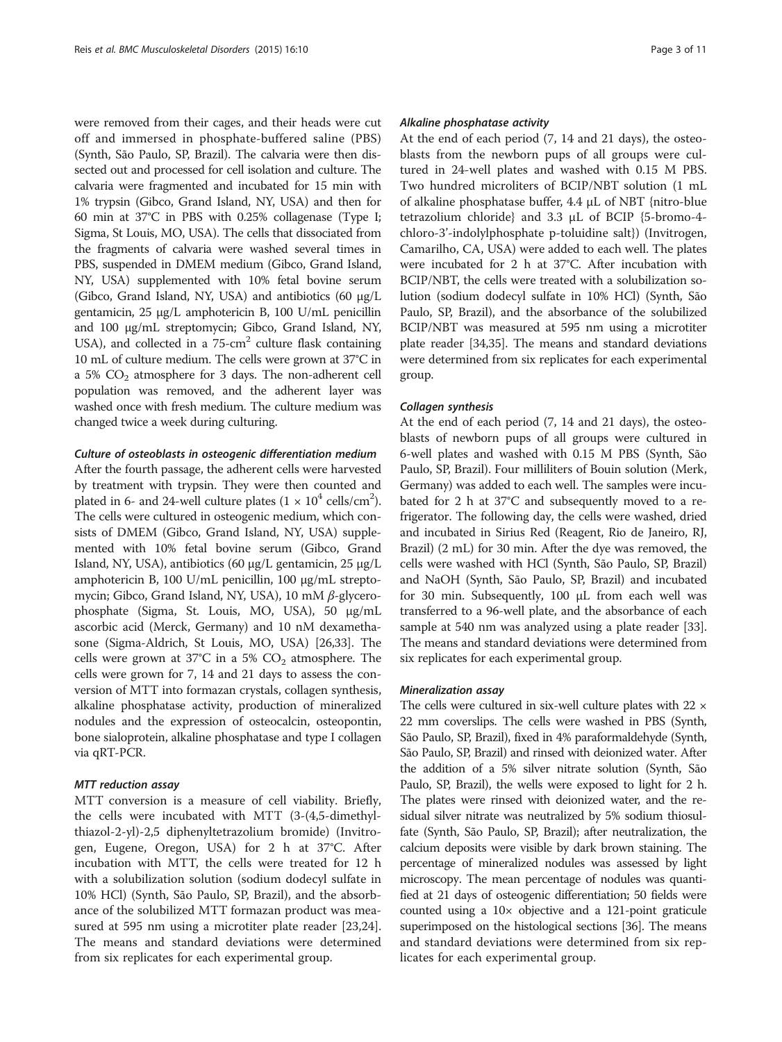were removed from their cages, and their heads were cut off and immersed in phosphate-buffered saline (PBS) (Synth, São Paulo, SP, Brazil). The calvaria were then dissected out and processed for cell isolation and culture. The calvaria were fragmented and incubated for 15 min with 1% trypsin (Gibco, Grand Island, NY, USA) and then for 60 min at 37°C in PBS with 0.25% collagenase (Type I; Sigma, St Louis, MO, USA). The cells that dissociated from the fragments of calvaria were washed several times in PBS, suspended in DMEM medium (Gibco, Grand Island, NY, USA) supplemented with 10% fetal bovine serum (Gibco, Grand Island, NY, USA) and antibiotics (60 μg/L gentamicin, 25 μg/L amphotericin B, 100 U/mL penicillin and 100 μg/mL streptomycin; Gibco, Grand Island, NY, USA), and collected in a 75-cm$^2$ culture flask containing 10 mL of culture medium. The cells were grown at 37°C in a 5% $CO_2$ atmosphere for 3 days. The non-adherent cell population was removed, and the adherent layer was washed once with fresh medium. The culture medium was changed twice a week during culturing.

#### *Culture of osteoblasts in osteogenic differentiation medium*

After the fourth passage, the adherent cells were harvested by treatment with trypsin. They were then counted and plated in 6- and 24-well culture plates ($1 \times 10^4$ cells/cm$^2$). The cells were cultured in osteogenic medium, which consists of DMEM (Gibco, Grand Island, NY, USA) supplemented with 10% fetal bovine serum (Gibco, Grand Island, NY, USA), antibiotics (60 μg/L gentamicin, 25 μg/L amphotericin B, 100 U/mL penicillin, 100 μg/mL streptomycin; Gibco, Grand Island, NY, USA), 10 mM *β*-glycerophosphate (Sigma, St. Louis, MO, USA), 50 μg/mL ascorbic acid (Merck, Germany) and 10 nM dexamethasone (Sigma-Aldrich, St Louis, MO, USA) [26,33]. The cells were grown at 37°C in a 5% $CO_2$ atmosphere. The cells were grown for 7, 14 and 21 days to assess the conversion of MTT into formazan crystals, collagen synthesis, alkaline phosphatase activity, production of mineralized nodules and the expression of osteocalcin, osteopontin, bone sialoprotein, alkaline phosphatase and type I collagen via qRT-PCR.

#### *MTT reduction assay*

MTT conversion is a measure of cell viability. Briefly, the cells were incubated with MTT (3-(4,5-dimethylthiazol-2-yl)-2,5 diphenyltetrazolium bromide) (Invitrogen, Eugene, Oregon, USA) for 2 h at 37°C. After incubation with MTT, the cells were treated for 12 h with a solubilization solution (sodium dodecyl sulfate in 10% HCl) (Synth, São Paulo, SP, Brazil), and the absorbance of the solubilized MTT formazan product was measured at 595 nm using a microtiter plate reader [23,24]. The means and standard deviations were determined from six replicates for each experimental group.

#### *Alkaline phosphatase activity*

At the end of each period (7, 14 and 21 days), the osteoblasts from the newborn pups of all groups were cultured in 24-well plates and washed with 0.15 M PBS. Two hundred microliters of BCIP/NBT solution (1 mL of alkaline phosphatase buffer, 4.4 μL of NBT {nitro-blue tetrazolium chloride} and 3.3 μL of BCIP {5-bromo-4-chloro-3'-indolylphosphate p-toluidine salt}) (Invitrogen, Camarilho, CA, USA) were added to each well. The plates were incubated for 2 h at 37°C. After incubation with BCIP/NBT, the cells were treated with a solubilization solution (sodium dodecyl sulfate in 10% HCl) (Synth, São Paulo, SP, Brazil), and the absorbance of the solubilized BCIP/NBT was measured at 595 nm using a microtiter plate reader [34,35]. The means and standard deviations were determined from six replicates for each experimental group.

#### *Collagen synthesis*

At the end of each period (7, 14 and 21 days), the osteoblasts of newborn pups of all groups were cultured in 6-well plates and washed with 0.15 M PBS (Synth, São Paulo, SP, Brazil). Four milliliters of Bouin solution (Merk, Germany) was added to each well. The samples were incubated for 2 h at 37°C and subsequently moved to a refrigerator. The following day, the cells were washed, dried and incubated in Sirius Red (Reagent, Rio de Janeiro, RJ, Brazil) (2 mL) for 30 min. After the dye was removed, the cells were washed with HCl (Synth, São Paulo, SP, Brazil) and NaOH (Synth, São Paulo, SP, Brazil) and incubated for 30 min. Subsequently, 100 μL from each well was transferred to a 96-well plate, and the absorbance of each sample at 540 nm was analyzed using a plate reader [33]. The means and standard deviations were determined from six replicates for each experimental group.

#### *Mineralization assay*

The cells were cultured in six-well culture plates with 22 × 22 mm coverslips. The cells were washed in PBS (Synth, São Paulo, SP, Brazil), fixed in 4% paraformaldehyde (Synth, São Paulo, SP, Brazil) and rinsed with deionized water. After the addition of a 5% silver nitrate solution (Synth, São Paulo, SP, Brazil), the wells were exposed to light for 2 h. The plates were rinsed with deionized water, and the residual silver nitrate was neutralized by 5% sodium thiosulfate (Synth, São Paulo, SP, Brazil); after neutralization, the calcium deposits were visible by dark brown staining. The percentage of mineralized nodules was assessed by light microscopy. The mean percentage of nodules was quantified at 21 days of osteogenic differentiation; 50 fields were counted using a 10× objective and a 121-point graticule superimposed on the histological sections [36]. The means and standard deviations were determined from six replicates for each experimental group.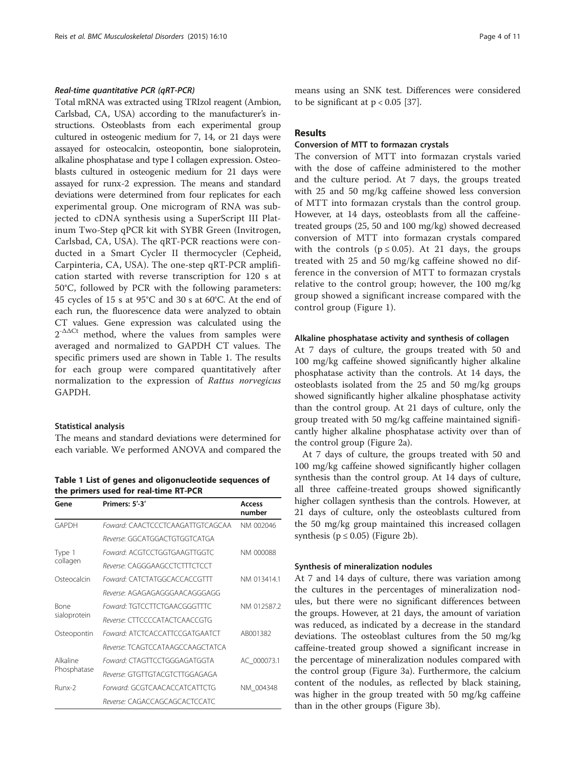#### Real-time quantitative PCR (qRT-PCR)

Total mRNA was extracted using TRIzol reagent (Ambion, Carlsbad, CA, USA) according to the manufacturer's instructions. Osteoblasts from each experimental group cultured in osteogenic medium for 7, 14, or 21 days were assayed for osteocalcin, osteopontin, bone sialoprotein, alkaline phosphatase and type I collagen expression. Osteoblasts cultured in osteogenic medium for 21 days were assayed for runx-2 expression. The means and standard deviations were determined from four replicates for each experimental group. One microgram of RNA was subjected to cDNA synthesis using a SuperScript III Platinum Two-Step qPCR kit with SYBR Green (Invitrogen, Carlsbad, CA, USA). The qRT-PCR reactions were conducted in a Smart Cycler II thermocycler (Cepheid, Carpinteria, CA, USA). The one-step qRT-PCR amplification started with reverse transcription for 120 s at 50°C, followed by PCR with the following parameters: 45 cycles of 15 s at 95°C and 30 s at 60°C. At the end of each run, the fluorescence data were analyzed to obtain CT values. Gene expression was calculated using the $2^{-\Delta\Delta Ct}$ method, where the values from samples were averaged and normalized to GAPDH CT values. The specific primers used are shown in Table 1. The results for each group were compared quantitatively after normalization to the expression of *Rattus norvegicus* GAPDH.

#### Statistical analysis

The means and standard deviations were determined for each variable. We performed ANOVA and compared the means using an SNK test. Differences were considered to be significant at $p < 0.05$ [37].

**Table 1 List of genes and oligonucleotide sequences of the primers used for real-time RT-PCR**

| Gene | Primers: 5'-3' | Access number |
|---|---|---|
| GAPDH | *Foward*: CAACTCCCTCAAGATTGTCAGCAA | NM 002046 |
| | *Reverse*: GGCATGGACTGTGGTCATGA | |
| Type 1 collagen | *Foward*: ACGTCCTGGTGAAGTTGGTC | NM 000088 |
| | *Reverse*: CAGGGAAGCCTCTTTCTCCT | |
| Osteocalcin | *Foward*: CATCTATGGCACCACCGTTT | NM 013414.1 |
| | *Reverse*: AGAGAGAGGGAACAGGGAGG | |
| Bone sialoprotein | *Foward*: TGTCCTTCTGAACGGGTTTC | NM 012587.2 |
| | *Reverse*: CTTCCCCATACTCAACCGTG | |
| Osteopontin | *Foward*: ATCTCACCATTCCGATGAATCT | AB001382 |
| | *Reverse*: TCAGTCCATAAGCCAAGCTATCA | |
| Alkaline Phosphatase | *Foward*: CTAGTTCCTGGGAGATGGTA | AC_000073.1 |
| | *Reverse*: GTGTTGTACGTCTTGGAGAGA | |
| Runx-2 | *Forward*: GCGTCAACACCATCATTCTG | NM_004348 |
| | *Reverse*: CAGACCAGCAGCACTCCATC | |

## Results

### Conversion of MTT to formazan crystals

The conversion of MTT into formazan crystals varied with the dose of caffeine administered to the mother and the culture period. At 7 days, the groups treated with 25 and 50 mg/kg caffeine showed less conversion of MTT into formazan crystals than the control group. However, at 14 days, osteoblasts from all the caffeine-treated groups (25, 50 and 100 mg/kg) showed decreased conversion of MTT into formazan crystals compared with the controls ($p \leq 0.05$). At 21 days, the groups treated with 25 and 50 mg/kg caffeine showed no difference in the conversion of MTT to formazan crystals relative to the control group; however, the 100 mg/kg group showed a significant increase compared with the control group (Figure 1).

### Alkaline phosphatase activity and synthesis of collagen

At 7 days of culture, the groups treated with 50 and 100 mg/kg caffeine showed significantly higher alkaline phosphatase activity than the controls. At 14 days, the osteoblasts isolated from the 25 and 50 mg/kg groups showed significantly higher alkaline phosphatase activity than the control group. At 21 days of culture, only the group treated with 50 mg/kg caffeine maintained significantly higher alkaline phosphatase activity over than of the control group (Figure 2a).

At 7 days of culture, the groups treated with 50 and 100 mg/kg caffeine showed significantly higher collagen synthesis than the control group. At 14 days of culture, all three caffeine-treated groups showed significantly higher collagen synthesis than the controls. However, at 21 days of culture, only the osteoblasts cultured from the 50 mg/kg group maintained this increased collagen synthesis ($p \leq 0.05$) (Figure 2b).

### Synthesis of mineralization nodules

At 7 and 14 days of culture, there was variation among the cultures in the percentages of mineralization nodules, but there were no significant differences between the groups. However, at 21 days, the amount of variation was reduced, as indicated by a decrease in the standard deviations. The osteoblast cultures from the 50 mg/kg caffeine-treated group showed a significant increase in the percentage of mineralization nodules compared with the control group (Figure 3a). Furthermore, the calcium content of the nodules, as reflected by black staining, was higher in the group treated with 50 mg/kg caffeine than in the other groups (Figure 3b).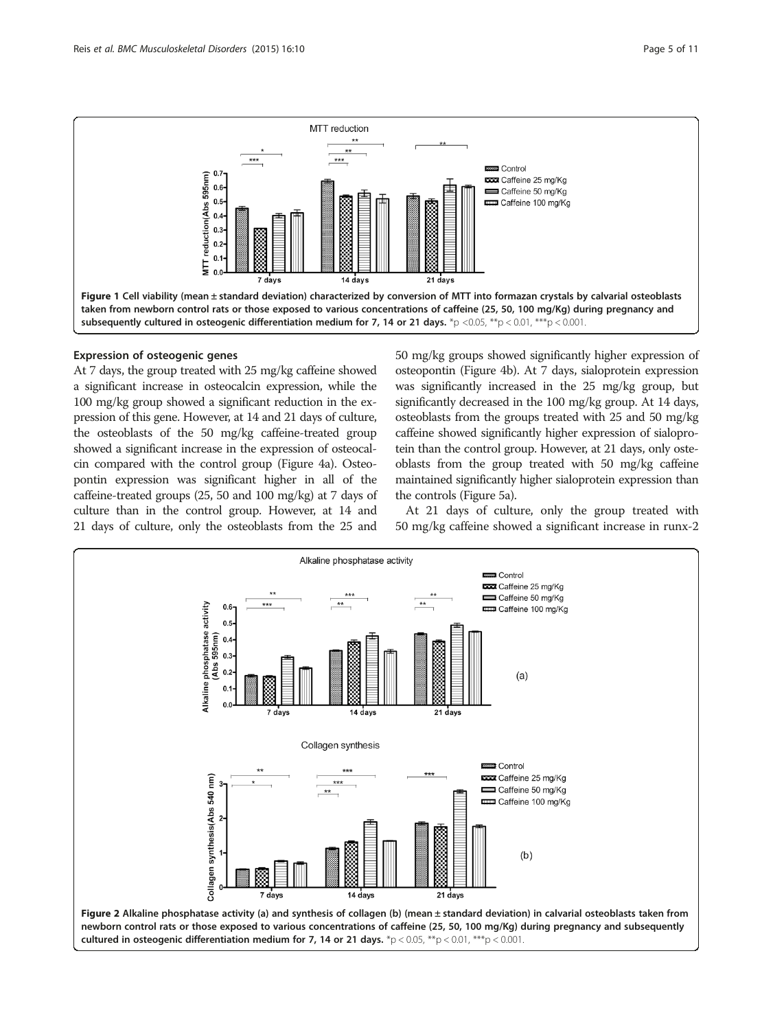Figure 1 Cell viability (mean ± standard deviation) characterized by conversion of MTT into formazan crystals by calvarial osteoblasts taken from newborn control rats or those exposed to various concentrations of caffeine (25, 50, 100 mg/Kg) during pregnancy and subsequently cultured in osteogenic differentiation medium for 7, 14 or 21 days. *p <0.05, **p < 0.01, ***p < 0.001.

### Expression of osteogenic genes

At 7 days, the group treated with 25 mg/kg caffeine showed a significant increase in osteocalcin expression, while the 100 mg/kg group showed a significant reduction in the expression of this gene. However, at 14 and 21 days of culture, the osteoblasts of the 50 mg/kg caffeine-treated group showed a significant increase in the expression of osteocalcin compared with the control group (Figure 4a). Osteopontin expression was significant higher in all of the caffeine-treated groups (25, 50 and 100 mg/kg) at 7 days of culture than in the control group. However, at 14 and 21 days of culture, only the osteoblasts from the 25 and 50 mg/kg groups showed significantly higher expression of osteopontin (Figure 4b). At 7 days, sialoprotein expression was significantly increased in the 25 mg/kg group, but significantly decreased in the 100 mg/kg group. At 14 days, osteoblasts from the groups treated with 25 and 50 mg/kg caffeine showed significantly higher expression of sialoprotein than the control group. However, at 21 days, only osteoblasts from the group treated with 50 mg/kg caffeine maintained significantly higher sialoprotein expression than the controls (Figure 5a).

At 21 days of culture, only the group treated with 50 mg/kg caffeine showed a significant increase in runx-2

Figure 2 Alkaline phosphatase activity (a) and synthesis of collagen (b) (mean ± standard deviation) in calvarial osteoblasts taken from newborn control rats or those exposed to various concentrations of caffeine (25, 50, 100 mg/Kg) during pregnancy and subsequently cultured in osteogenic differentiation medium for 7, 14 or 21 days. *p < 0.05, **p < 0.01, ***p < 0.001.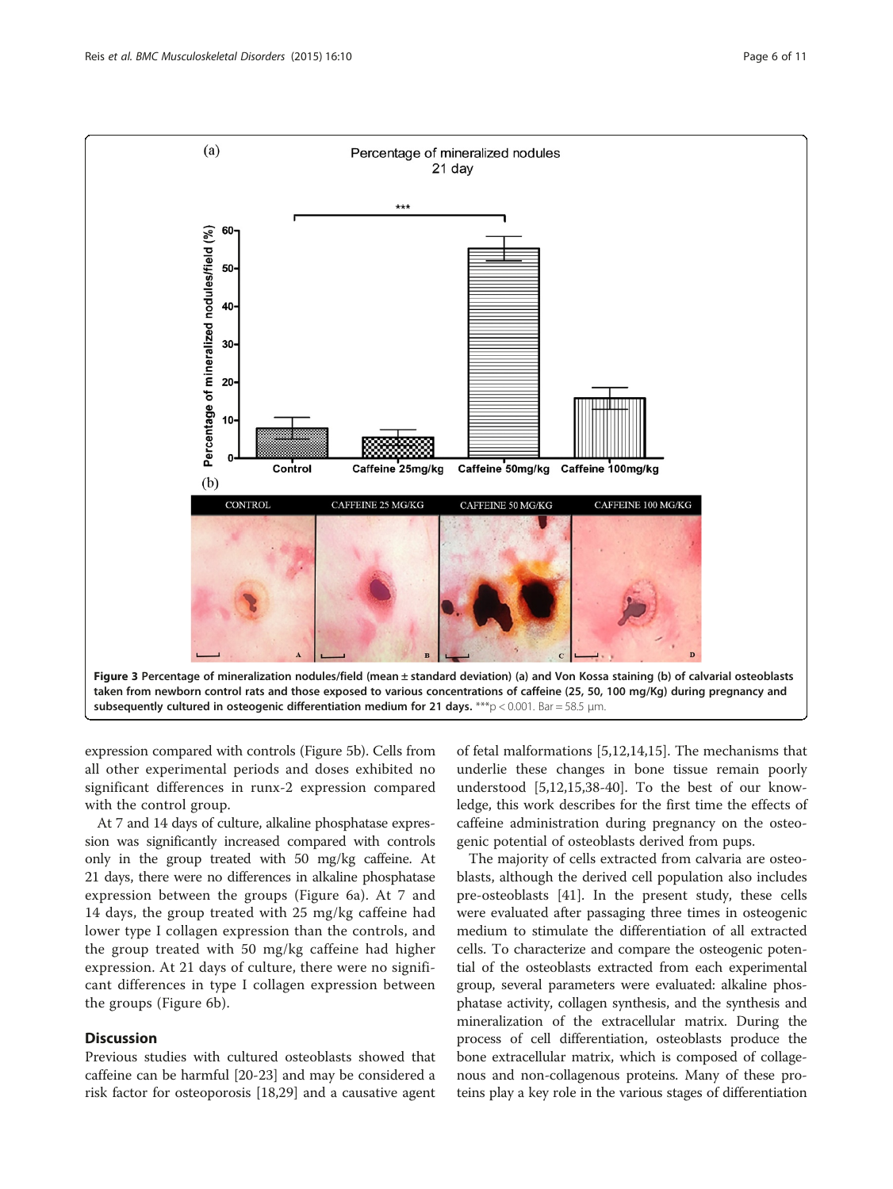**Figure 3 Percentage of mineralization nodules/field (mean ± standard deviation) (a) and Von Kossa staining (b) of calvarial osteoblasts taken from newborn control rats and those exposed to various concentrations of caffeine (25, 50, 100 mg/Kg) during pregnancy and subsequently cultured in osteogenic differentiation medium for 21 days.** ***p < 0.001. Bar = 58.5 μm.

expression compared with controls (Figure 5b). Cells from all other experimental periods and doses exhibited no significant differences in runx-2 expression compared with the control group.

At 7 and 14 days of culture, alkaline phosphatase expression was significantly increased compared with controls only in the group treated with 50 mg/kg caffeine. At 21 days, there were no differences in alkaline phosphatase expression between the groups (Figure 6a). At 7 and 14 days, the group treated with 25 mg/kg caffeine had lower type I collagen expression than the controls, and the group treated with 50 mg/kg caffeine had higher expression. At 21 days of culture, there were no significant differences in type I collagen expression between the groups (Figure 6b).

## Discussion

Previous studies with cultured osteoblasts showed that caffeine can be harmful [20-23] and may be considered a risk factor for osteoporosis [18,29] and a causative agent of fetal malformations [5,12,14,15]. The mechanisms that underlie these changes in bone tissue remain poorly understood [5,12,15,38-40]. To the best of our knowledge, this work describes for the first time the effects of caffeine administration during pregnancy on the osteogenic potential of osteoblasts derived from pups.

The majority of cells extracted from calvaria are osteoblasts, although the derived cell population also includes pre-osteoblasts [41]. In the present study, these cells were evaluated after passaging three times in osteogenic medium to stimulate the differentiation of all extracted cells. To characterize and compare the osteogenic potential of the osteoblasts extracted from each experimental group, several parameters were evaluated: alkaline phosphatase activity, collagen synthesis, and the synthesis and mineralization of the extracellular matrix. During the process of cell differentiation, osteoblasts produce the bone extracellular matrix, which is composed of collagenous and non-collagenous proteins. Many of these proteins play a key role in the various stages of differentiation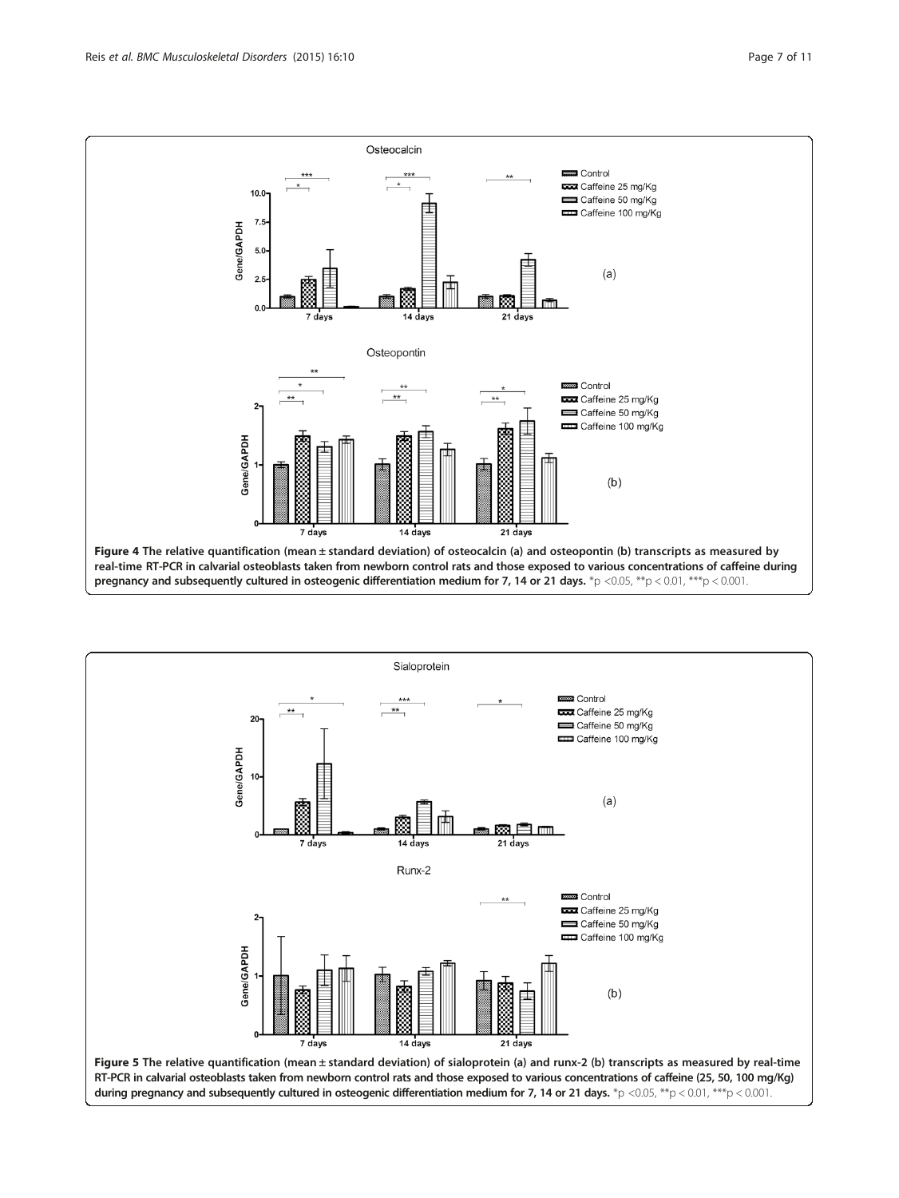**Figure 4 The relative quantification (mean ± standard deviation) of osteocalcin (a) and osteopontin (b) transcripts as measured by real-time RT-PCR in calvarial osteoblasts taken from newborn control rats and those exposed to various concentrations of caffeine during pregnancy and subsequently cultured in osteogenic differentiation medium for 7, 14 or 21 days.** *$p < 0.05$, **$p < 0.01$, ***$p < 0.001$.

**Figure 5 The relative quantification (mean ± standard deviation) of sialoprotein (a) and runx-2 (b) transcripts as measured by real-time RT-PCR in calvarial osteoblasts taken from newborn control rats and those exposed to various concentrations of caffeine (25, 50, 100 mg/Kg) during pregnancy and subsequently cultured in osteogenic differentiation medium for 7, 14 or 21 days.** *$p < 0.05$, **$p < 0.01$, ***$p < 0.001$.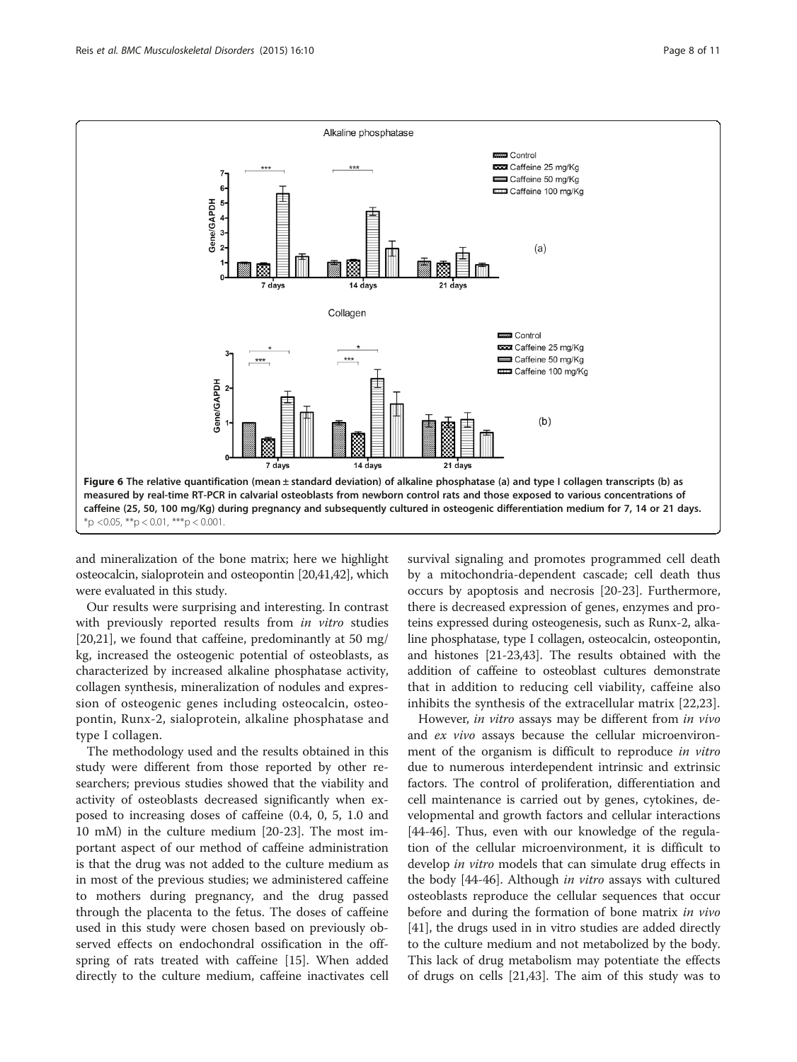**Figure 6 The relative quantification (mean ± standard deviation) of alkaline phosphatase (a) and type I collagen transcripts (b) as measured by real-time RT-PCR in calvarial osteoblasts from newborn control rats and those exposed to various concentrations of caffeine (25, 50, 100 mg/Kg) during pregnancy and subsequently cultured in osteogenic differentiation medium for 7, 14 or 21 days.** *p <0.05, **p < 0.01, ***p < 0.001.

and mineralization of the bone matrix; here we highlight osteocalcin, sialoprotein and osteopontin [20,41,42], which were evaluated in this study.

Our results were surprising and interesting. In contrast with previously reported results from *in vitro* studies [20,21], we found that caffeine, predominantly at 50 mg/kg, increased the osteogenic potential of osteoblasts, as characterized by increased alkaline phosphatase activity, collagen synthesis, mineralization of nodules and expression of osteogenic genes including osteocalcin, osteopontin, Runx-2, sialoprotein, alkaline phosphatase and type I collagen.

The methodology used and the results obtained in this study were different from those reported by other researchers; previous studies showed that the viability and activity of osteoblasts decreased significantly when exposed to increasing doses of caffeine (0.4, 0, 5, 1.0 and 10 mM) in the culture medium [20-23]. The most important aspect of our method of caffeine administration is that the drug was not added to the culture medium as in most of the previous studies; we administered caffeine to mothers during pregnancy, and the drug passed through the placenta to the fetus. The doses of caffeine used in this study were chosen based on previously observed effects on endochondral ossification in the offspring of rats treated with caffeine [15]. When added directly to the culture medium, caffeine inactivates cell survival signaling and promotes programmed cell death by a mitochondria-dependent cascade; cell death thus occurs by apoptosis and necrosis [20-23]. Furthermore, there is decreased expression of genes, enzymes and proteins expressed during osteogenesis, such as Runx-2, alkaline phosphatase, type I collagen, osteocalcin, osteopontin, and histones [21-23,43]. The results obtained with the addition of caffeine to osteoblast cultures demonstrate that in addition to reducing cell viability, caffeine also inhibits the synthesis of the extracellular matrix [22,23].

However, *in vitro* assays may be different from *in vivo* and *ex vivo* assays because the cellular microenvironment of the organism is difficult to reproduce *in vitro* due to numerous interdependent intrinsic and extrinsic factors. The control of proliferation, differentiation and cell maintenance is carried out by genes, cytokines, developmental and growth factors and cellular interactions [44-46]. Thus, even with our knowledge of the regulation of the cellular microenvironment, it is difficult to develop *in vitro* models that can simulate drug effects in the body [44-46]. Although *in vitro* assays with cultured osteoblasts reproduce the cellular sequences that occur before and during the formation of bone matrix *in vivo* [41], the drugs used in in vitro studies are added directly to the culture medium and not metabolized by the body. This lack of drug metabolism may potentiate the effects of drugs on cells [21,43]. The aim of this study was to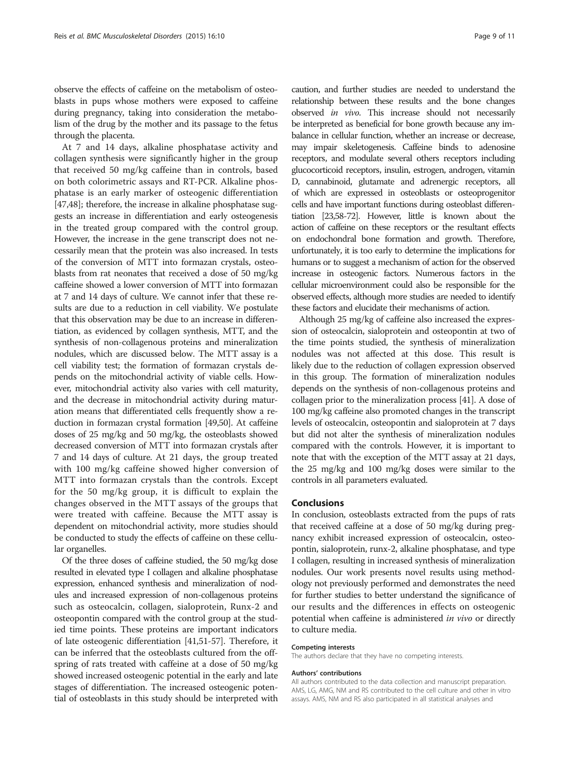observe the effects of caffeine on the metabolism of osteoblasts in pups whose mothers were exposed to caffeine during pregnancy, taking into consideration the metabolism of the drug by the mother and its passage to the fetus through the placenta.

At 7 and 14 days, alkaline phosphatase activity and collagen synthesis were significantly higher in the group that received 50 mg/kg caffeine than in controls, based on both colorimetric assays and RT-PCR. Alkaline phosphatase is an early marker of osteogenic differentiation [47,48]; therefore, the increase in alkaline phosphatase suggests an increase in differentiation and early osteogenesis in the treated group compared with the control group. However, the increase in the gene transcript does not necessarily mean that the protein was also increased. In tests of the conversion of MTT into formazan crystals, osteoblasts from rat neonates that received a dose of 50 mg/kg caffeine showed a lower conversion of MTT into formazan at 7 and 14 days of culture. We cannot infer that these results are due to a reduction in cell viability. We postulate that this observation may be due to an increase in differentiation, as evidenced by collagen synthesis, MTT, and the synthesis of non-collagenous proteins and mineralization nodules, which are discussed below. The MTT assay is a cell viability test; the formation of formazan crystals depends on the mitochondrial activity of viable cells. However, mitochondrial activity also varies with cell maturity, and the decrease in mitochondrial activity during maturation means that differentiated cells frequently show a reduction in formazan crystal formation [49,50]. At caffeine doses of 25 mg/kg and 50 mg/kg, the osteoblasts showed decreased conversion of MTT into formazan crystals after 7 and 14 days of culture. At 21 days, the group treated with 100 mg/kg caffeine showed higher conversion of MTT into formazan crystals than the controls. Except for the 50 mg/kg group, it is difficult to explain the changes observed in the MTT assays of the groups that were treated with caffeine. Because the MTT assay is dependent on mitochondrial activity, more studies should be conducted to study the effects of caffeine on these cellular organelles.

Of the three doses of caffeine studied, the 50 mg/kg dose resulted in elevated type I collagen and alkaline phosphatase expression, enhanced synthesis and mineralization of nodules and increased expression of non-collagenous proteins such as osteocalcin, collagen, sialoprotein, Runx-2 and osteopontin compared with the control group at the studied time points. These proteins are important indicators of late osteogenic differentiation [41,51-57]. Therefore, it can be inferred that the osteoblasts cultured from the offspring of rats treated with caffeine at a dose of 50 mg/kg showed increased osteogenic potential in the early and late stages of differentiation. The increased osteogenic potential of osteoblasts in this study should be interpreted with caution, and further studies are needed to understand the relationship between these results and the bone changes observed *in vivo*. This increase should not necessarily be interpreted as beneficial for bone growth because any imbalance in cellular function, whether an increase or decrease, may impair skeletogenesis. Caffeine binds to adenosine receptors, and modulate several others receptors including glucocorticoid receptors, insulin, estrogen, androgen, vitamin D, cannabinoid, glutamate and adrenergic receptors, all of which are expressed in osteoblasts or osteoprogenitor cells and have important functions during osteoblast differentiation [23,58-72]. However, little is known about the action of caffeine on these receptors or the resultant effects on endochondral bone formation and growth. Therefore, unfortunately, it is too early to determine the implications for humans or to suggest a mechanism of action for the observed increase in osteogenic factors. Numerous factors in the cellular microenvironment could also be responsible for the observed effects, although more studies are needed to identify these factors and elucidate their mechanisms of action.

Although 25 mg/kg of caffeine also increased the expression of osteocalcin, sialoprotein and osteopontin at two of the time points studied, the synthesis of mineralization nodules was not affected at this dose. This result is likely due to the reduction of collagen expression observed in this group. The formation of mineralization nodules depends on the synthesis of non-collagenous proteins and collagen prior to the mineralization process [41]. A dose of 100 mg/kg caffeine also promoted changes in the transcript levels of osteocalcin, osteopontin and sialoprotein at 7 days but did not alter the synthesis of mineralization nodules compared with the controls. However, it is important to note that with the exception of the MTT assay at 21 days, the 25 mg/kg and 100 mg/kg doses were similar to the controls in all parameters evaluated.

## Conclusions

In conclusion, osteoblasts extracted from the pups of rats that received caffeine at a dose of 50 mg/kg during pregnancy exhibit increased expression of osteocalcin, osteopontin, sialoprotein, runx-2, alkaline phosphatase, and type I collagen, resulting in increased synthesis of mineralization nodules. Our work presents novel results using methodology not previously performed and demonstrates the need for further studies to better understand the significance of our results and the differences in effects on osteogenic potential when caffeine is administered *in vivo* or directly to culture media.

#### Competing interests

The authors declare that they have no competing interests.

#### Authors' contributions

All authors contributed to the data collection and manuscript preparation. AMS, LG, AMG, NM and RS contributed to the cell culture and other in vitro assays. AMS, NM and RS also participated in all statistical analyses and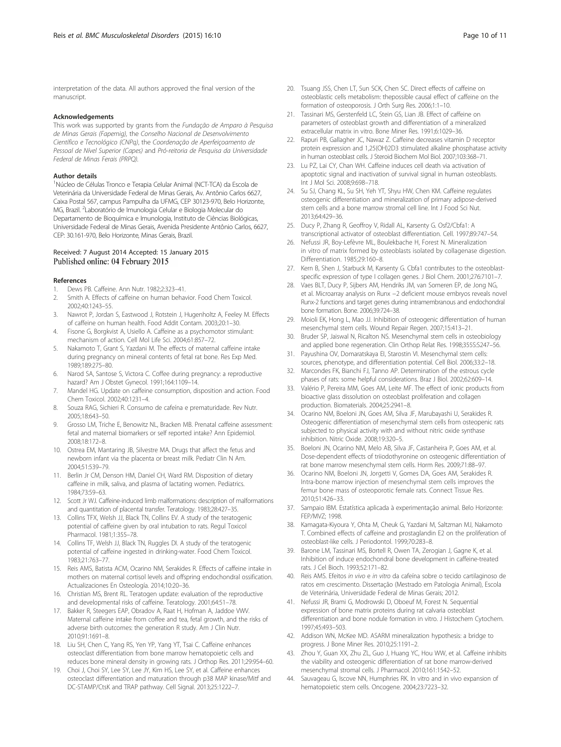interpretation of the data. All authors approved the final version of the manuscript.

#### Acknowledgements

This work was supported by grants from the *Fundação de Amparo à Pesquisa de Minas Gerais (Fapemig)*, the *Conselho Nacional de Desenvolvimento Científico e Tecnológico (CNPq)*, the *Coordenação de Aperfeiçoamento de Pessoal de Nível Superior (Capes)* and *Pró-reitoria de Pesquisa da Universidade Federal de Minas Ferais (PRPQ)*.

#### Author details

[1]Núcleo de Células Tronco e Terapia Celular Animal (NCT-TCA) da Escola de Veterinária da Universidade Federal de Minas Gerais, Av. Antônio Carlos 6627, Caixa Postal 567, campus Pampulha da UFMG, CEP 30123-970, Belo Horizonte, MG, Brazil. [2]Laboratório de Imunologia Celular e Biologia Molecular do Departamento de Bioquímica e Imunologia, Instituto de Ciências Biológicas, Universidade Federal de Minas Gerais, Avenida Presidente Antônio Carlos, 6627, CEP: 30.161-970, Belo Horizonte, Minas Gerais, Brazil.

Received: 7 August 2014 Accepted: 15 January 2015
Published online: 04 February 2015

#### References

1. Dews PB. Caffeine. Ann Nutr. 1982;2:323–41.
2. Smith A. Effects of caffeine on human behavior. Food Chem Toxicol. 2002;40:1243–55.
3. Nawrot P, Jordan S, Eastwood J, Rotstein J, Hugenholtz A, Feeley M. Effects of caffeine on human health. Food Addit Contam. 2003;20:1–30.
4. Fisone G, Borgkvist A, Usiello A. Caffeine as a psychomotor stimulant: mechanism of action. Cell Mol Life Sci. 2004;61:857–72.
5. Nakamoto T, Grant S, Yazdani M. The effects of maternal caffeine intake during pregnancy on mineral contents of fetal rat bone. Res Exp Med. 1989;189:275–80.
6. Narod SA, Santose S, Victora C. Coffee during pregnancy: a reproductive hazard? Am J Obstet Gynecol. 1991;164:1109–14.
7. Mandel HG. Update on caffeine consumption, disposition and action. Food Chem Toxicol. 2002;40:1231–4.
8. Souza RAG, Sichieri R. Consumo de cafeína e prematuridade. Rev Nutr. 2005;18:643–50.
9. Grosso LM, Triche E, Benowitz NL, Bracken MB. Prenatal caffeine assessment: fetal and maternal biomarkers or self reported intake? Ann Epidemiol. 2008;18:172–8.
10. Ostrea EM, Mantaring JB, Silvestre MA. Drugs that affect the fetus and newborn infant via the placenta or breast milk. Pediatr Clin N Am. 2004;51:539–79.
11. Berlin Jr CM, Denson HM, Daniel CH, Ward RM. Disposition of dietary caffeine in milk, saliva, and plasma of lactating women. Pediatrics. 1984;73:59–63.
12. Scott Jr WJ. Caffeine-induced limb malformations: description of malformations and quantitation of placental transfer. Teratology. 1983;28:427–35.
13. Collins TFX, Welsh JJ, Black TN, Collins EV. A study of the teratogenic potential of caffeine given by oral intubation to rats. Regul Toxicol Pharmacol. 1981;1:355–78.
14. Collins TF, Welsh JJ, Black TN, Ruggles DI. A study of the teratogenic potential of caffeine ingested in drinking-water. Food Chem Toxicol. 1983;21:763–77.
15. Reis AMS, Batista ACM, Ocarino NM, Serakides R. Effects of caffeine intake in mothers on maternal cortisol levels and offspring endochondral ossification. Actualizaciones En Osteología. 2014;10:20–36.
16. Christian MS, Brent RL. Teratogen update: evaluation of the reproductive and developmental risks of caffeine. Teratology. 2001;64:51–78.
17. Bakker R, Steegers EAP, Obradov A, Raat H, Hofman A, Jaddoe VWV. Maternal caffeine intake from coffee and tea, fetal growth, and the risks of adverse birth outcomes: the generation R study. Am J Clin Nutr. 2010;91:1691–8.
18. Liu SH, Chen C, Yang RS, Yen YP, Yang YT, Tsai C. Caffeine enhances osteoclast differentiation from bone marrow hematopoietic cells and reduces bone mineral density in growing rats. J Orthop Res. 2011;29:954–60.
19. Choi J, Choi SY, Lee SY, Lee JY, Kim HS, Lee SY, et al. Caffeine enhances osteoclast differentiation and maturation through p38 MAP kinase/Mitf and DC-STAMP/CtsK and TRAP pathway. Cell Signal. 2013;25:1222–7.
20. Tsuang JSS, Chen LT, Sun SCK, Chen SC. Direct effects of caffeine on osteoblastic cells metabolism: thepossible causal effect of caffeine on the formation of osteoporosis. J Orth Surg Res. 2006;1:1–10.
21. Tassinari MS, Gerstenfeld LC, Stein GS, Lian JB. Effect of caffeine on parameters of osteoblast growth and differentiation of a mineralized extracellular matrix in vitro. Bone Miner Res. 1991;6:1029–36.
22. Rapuri PB, Gallagher JC, Nawaz Z. Caffeine decreases vitamin D receptor protein expression and 1,25(OH)2D3 stimulated alkaline phosphatase activity in human osteoblast cells. J Steroid Biochem Mol Biol. 2007;103:368–71.
23. Lu PZ, Lai CY, Chan WH. Caffeine induces cell death via activation of apoptotic signal and inactivation of survival signal in human osteoblasts. Int J Mol Sci. 2008;9:698–718.
24. Su SJ, Chang KL, Su SH, Yeh YT, Shyu HW, Chen KM. Caffeine regulates osteogenic differentiation and mineralization of primary adipose-derived stem cells and a bone marrow stromal cell line. Int J Food Sci Nut. 2013;64:429–36.
25. Ducy P, Zhang R, Geoffroy V, Ridall AL, Karsenty G. Osf2/Cbfa1: A transcriptional activator of osteoblast differentiation. Cell. 1997;89:747–54.
26. Nefussi JR, Boy-Lefèvre ML, Boulekbache H, Forest N. Mineralization in vitro of matrix formed by osteoblasts isolated by collagenase digestion. Differentiation. 1985;29:160–8.
27. Kern B, Shen J, Starbuck M, Karsenty G. Cbfa1 contributes to the osteoblast-specific expression of type I collagen genes. J Biol Chem. 2001;276:7101–7.
28. Vaes BLT, Ducy P, Sijbers AM, Hendriks JM, van Someren EP, de Jong NG, et al. Microarray analysis on Runx −2 deficient mouse embryos reveals novel Runx-2 functions and target genes during intramembranous and endochondral bone formation. Bone. 2006;39:724–38.
29. Moioli EK, Hong L, Mao JJ. Inhibition of osteogenic differentiation of human mesenchymal stem cells. Wound Repair Regen. 2007;15:413–21.
30. Bruder SP, Jaiswal N, Ricalton NS. Mesenchymal stem cells in osteobiology and applied bone regeneration. Clin Orthop Relat Res. 1998;355S:S247–56.
31. Payushina OV, Domaratskaya EI, Starostin VI. Mesenchymal stem cells: sources, phenotype, and differentiation potential. Cell Biol. 2006;33:2–18.
32. Marcondes FK, Bianchi FJ, Tanno AP. Determination of the estrous cycle phases of rats: some helpful considerations. Braz J Biol. 2002;62:609–14.
33. Valério P, Pereira MM, Goes AM, Leite MF. The effect of ionic products from bioactive glass dissolution on osteoblast proliferation and collagen production. Biomaterials. 2004;25:2941–8.
34. Ocarino NM, Boeloni JN, Goes AM, Silva JF, Marubayashi U, Serakides R. Osteogenic differentiation of mesenchymal stem cells from osteopenic rats subjected to physical activity with and without nitric oxide synthase inhibition. Nitric Oxide. 2008;19:320–5.
35. Boeloni JN, Ocarino NM, Melo AB, Silva JF, Castanheira P, Goes AM, et al. Dose-dependent effects of triiodothyronine on osteogenic differentiation of rat bone marrow mesenchymal stem cells. Horm Res. 2009;71:88–97.
36. Ocarino NM, Boeloni JN, Jorgetti V, Gomes DA, Goes AM, Serakides R. Intra-bone marrow injection of mesenchymal stem cells improves the femur bone mass of osteoporotic female rats. Connect Tissue Res. 2010;51:426–33.
37. Sampaio IBM. Estatística aplicada à experimentação animal. Belo Horizonte: FEP/MVZ; 1998.
38. Kamagata-Kiyoura Y, Ohta M, Cheuk G, Yazdani M, Saltzman MJ, Nakamoto T. Combined effects of caffeine and prostaglandin E2 on the proliferation of osteoblast-like cells. J Periodontol. 1999;70:283–8.
39. Barone LM, Tassinari MS, Bortell R, Owen TA, Zerogian J, Gagne K, et al. Inhibition of induce endochondral bone development in caffeine-treated rats. J Cel Bioch. 1993;52:171–82.
40. Reis AMS. Efeitos *in vivo* e *in vitro* da cafeína sobre o tecido cartilaginoso de ratos em crescimento. Dissertação (Mestrado em Patologia Animal), Escola de Veterinária, Universidade Federal de Minas Gerais; 2012.
41. Nefussi JR, Brami G, Modrowski D, Oboeuf M, Forest N. Sequential expression of bone matrix proteins during rat calvaria osteoblast differentiation and bone nodule formation in vitro. J Histochem Cytochem. 1997;45:493–503.
42. Addison WN, McKee MD. ASARM mineralization hypothesis: a bridge to progress. J Bone Miner Res. 2010;25:1191–2.
43. Zhou Y, Guan XX, Zhu ZL, Guo J, Huang YC, Hou WW, et al. Caffeine inhibits the viability and osteogenic differentiation of rat bone marrow-derived mesenchymal stromal cells. J Pharmacol. 2010;161:1542–52.
44. Sauvageau G, Iscove NN, Humphries RK. In vitro and in vivo expansion of hematopoietic stem cells. Oncogene. 2004;23:7223–32.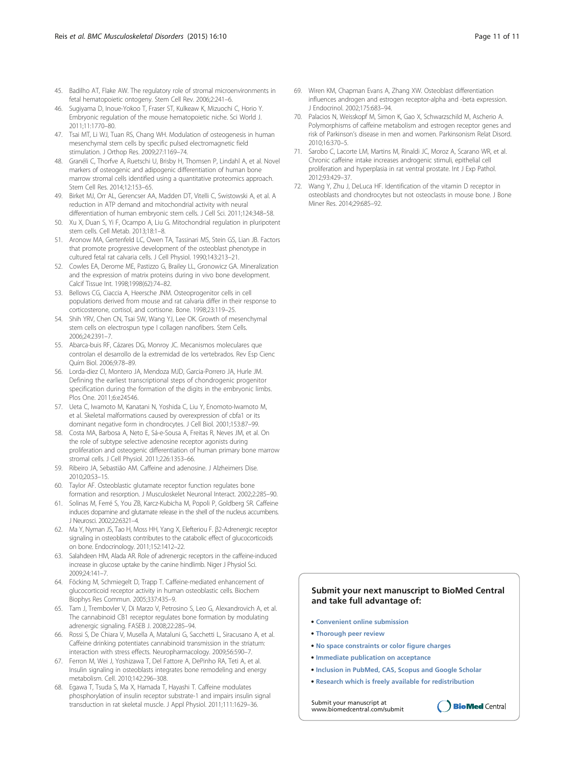45. Badilho AT, Flake AW. The regulatory role of stromal microenvironments in fetal hematopoietic ontogeny. Stem Cell Rev. 2006;2:241–6.
46. Sugiyama D, Inoue-Yokoo T, Fraser ST, Kulkeaw K, Mizuochi C, Horio Y. Embryonic regulation of the mouse hematopoietic niche. Sci World J. 2011;11:1770–80.
47. Tsai MT, Li WJ, Tuan RS, Chang WH. Modulation of osteogenesis in human mesenchymal stem cells by specific pulsed electromagnetic field stimulation. J Orthop Res. 2009;27:1169–74.
48. Granéli C, Thorfve A, Ruetschi U, Brisby H, Thomsen P, Lindahl A, et al. Novel markers of osteogenic and adipogenic differentiation of human bone marrow stromal cells identified using a quantitative proteomics approach. Stem Cell Res. 2014;12:153–65.
49. Birket MJ, Orr AL, Gerencser AA, Madden DT, Vitelli C, Swistowski A, et al. A reduction in ATP demand and mitochondrial activity with neural differentiation of human embryonic stem cells. J Cell Sci. 2011;124:348–58.
50. Xu X, Duan S, Yi F, Ocampo A, Liu G. Mitochondrial regulation in pluripotent stem cells. Cell Metab. 2013;18:1–8.
51. Aronow MA, Gertenfeld LC, Owen TA, Tassinari MS, Stein GS, Lian JB. Factors that promote progressive development of the osteoblast phenotype in cultured fetal rat calvaria cells. J Cell Physiol. 1990;143:213–21.
52. Cowles EA, Derome ME, Pastizzo G, Brailey LL, Gronowicz GA. Mineralization and the expression of matrix proteins during in vivo bone development. Calcif Tissue Int. 1998;1998(62):74–82.
53. Bellows CG, Ciaccia A, Heersche JNM. Osteoprogenitor cells in cell populations derived from mouse and rat calvaria differ in their response to corticosterone, cortisol, and cortisone. Bone. 1998;23:119–25.
54. Shih YRV, Chen CN, Tsai SW, Wang YJ, Lee OK. Growth of mesenchymal stem cells on electrospun type I collagen nanofibers. Stem Cells. 2006;24:2391–7.
55. Abarca-buis RF, Cázares DG, Monroy JC. Mecanismos moleculares que controlan el desarrollo de la extremidad de los vertebrados. Rev Esp Cienc Quím Biol. 2006;9:78–89.
56. Lorda-diez CI, Montero JA, Mendoza MJD, Garcia-Porrero JA, Hurle JM. Defining the earliest transcriptional steps of chondrogenic progenitor specification during the formation of the digits in the embryonic limbs. Plos One. 2011;6:e24546.
57. Ueta C, Iwamoto M, Kanatani N, Yoshida C, Liu Y, Enomoto-Iwamoto M, et al. Skeletal malformations caused by overexpression of cbfa1 or its dominant negative form in chondrocytes. J Cell Biol. 2001;153:87–99.
58. Costa MA, Barbosa A, Neto E, Sá-e-Sousa A, Freitas R, Neves JM, et al. On the role of subtype selective adenosine receptor agonists during proliferation and osteogenic differentiation of human primary bone marrow stromal cells. J Cell Physiol. 2011;226:1353–66.
59. Ribeiro JA, Sebastião AM. Caffeine and adenosine. J Alzheimers Dise. 2010;20:S3–15.
60. Taylor AF. Osteoblastic glutamate receptor function regulates bone formation and resorption. J Musculoskelet Neuronal Interact. 2002;2:285–90.
61. Solinas M, Ferré S, You ZB, Karcz-Kubicha M, Popoli P, Goldberg SR. Caffeine induces dopamine and glutamate release in the shell of the nucleus accumbens. J Neurosci. 2002;22:6321–4.
62. Ma Y, Nyman JS, Tao H, Moss HH, Yang X, Elefteriou F. β2-Adrenergic receptor signaling in osteoblasts contributes to the catabolic effect of glucocorticoids on bone. Endocrinology. 2011;152:1412–22.
63. Salahdeen HM, Alada AR. Role of adrenergic receptors in the caffeine-induced increase in glucose uptake by the canine hindlimb. Niger J Physiol Sci. 2009;24:141–7.
64. Föcking M, Schmiegelt D, Trapp T. Caffeine-mediated enhancement of glucocorticoid receptor activity in human osteoblastic cells. Biochem Biophys Res Commun. 2005;337:435–9.
65. Tam J, Trembovler V, Di Marzo V, Petrosino S, Leo G, Alexandrovich A, et al. The cannabinoid CB1 receptor regulates bone formation by modulating adrenergic signaling. FASEB J. 2008;22:285–94.
66. Rossi S, De Chiara V, Musella A, Mataluni G, Sacchetti L, Siracusano A, et al. Caffeine drinking potentiates cannabinoid transmission in the striatum: interaction with stress effects. Neuropharmacology. 2009;56:590–7.
67. Ferron M, Wei J, Yoshizawa T, Del Fattore A, DePinho RA, Teti A, et al. Insulin signaling in osteoblasts integrates bone remodeling and energy metabolism. Cell. 2010;142:296–308.
68. Egawa T, Tsuda S, Ma X, Hamada T, Hayashi T. Caffeine modulates phosphorylation of insulin receptor substrate-1 and impairs insulin signal transduction in rat skeletal muscle. J Appl Physiol. 2011;111:1629–36.
69. Wiren KM, Chapman Evans A, Zhang XW. Osteoblast differentiation influences androgen and estrogen receptor-alpha and -beta expression. J Endocrinol. 2002;175:683–94.
70. Palacios N, Weisskopf M, Simon K, Gao X, Schwarzschild M, Ascherio A. Polymorphisms of caffeine metabolism and estrogen receptor genes and risk of Parkinson's disease in men and women. Parkinsonism Relat Disord. 2010;16:370–5.
71. Sarobo C, Lacorte LM, Martins M, Rinaldi JC, Moroz A, Scarano WR, et al. Chronic caffeine intake increases androgenic stimuli, epithelial cell proliferation and hyperplasia in rat ventral prostate. Int J Exp Pathol. 2012;93:429–37.
72. Wang Y, Zhu J, DeLuca HF. Identification of the vitamin D receptor in osteoblasts and chondrocytes but not osteoclasts in mouse bone. J Bone Miner Res. 2014;29:685–92.

**Submit your next manuscript to BioMed Central and take full advantage of:**

- **Convenient online submission**
- **Thorough peer review**
- **No space constraints or color figure charges**
- **Immediate publication on acceptance**
- **Inclusion in PubMed, CAS, Scopus and Google Scholar**
- **Research which is freely available for redistribution**

Submit your manuscript at www.biomedcentral.com/submit

BioMed Central